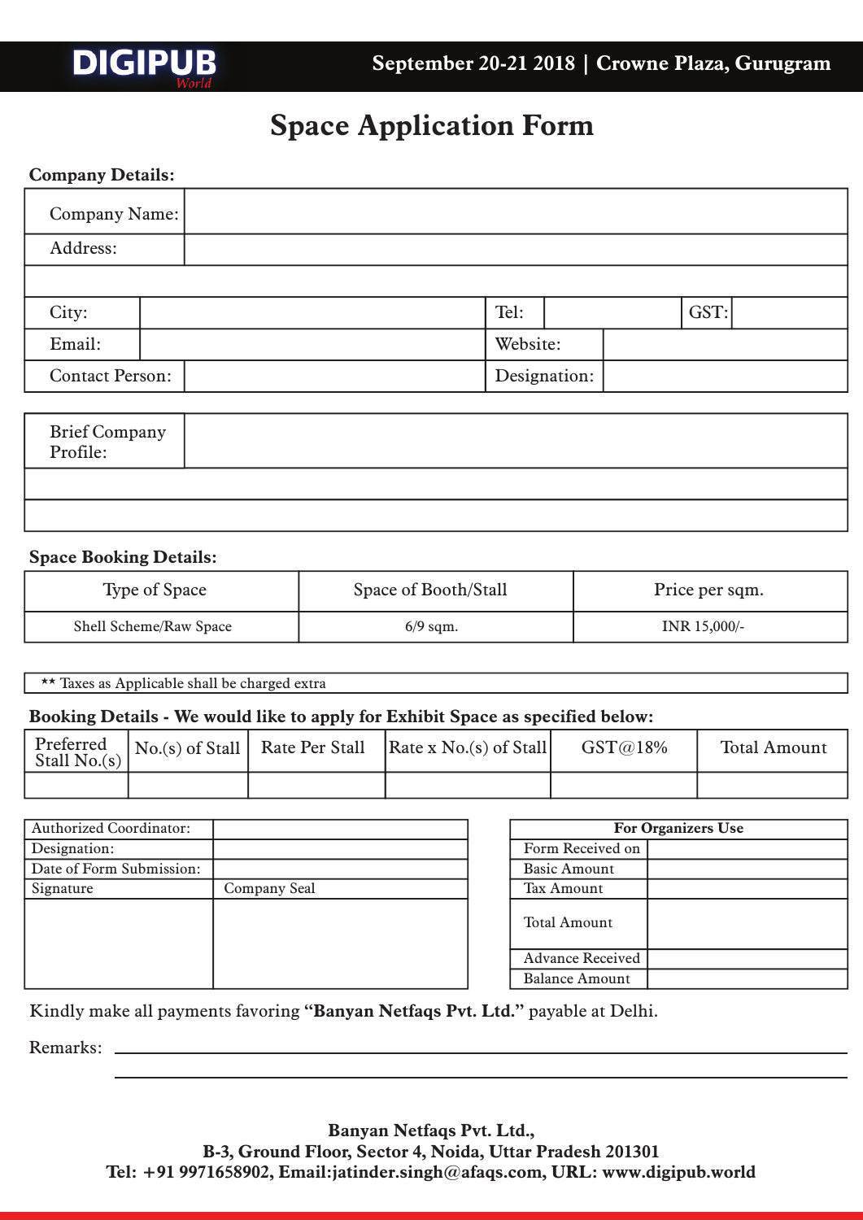DIGIPUB World

September 20-21 2018 | Crowne Plaza, Gurugram

# Space Application Form

**Company Details:**

| Company Name: | | | | | |
|---|---|---|---|---|---|
| Address: | | | | | |
| | | | | | |
| City: | | Tel: | | GST: | |
| Email: | | Website: | | | |
| Contact Person: | | Designation: | | | |

| Brief Company Profile: | |
|---|---|
| | |
| | |

**Space Booking Details:**

| Type of Space | Space of Booth/Stall | Price per sqm. |
|---|---|---|
| Shell Scheme/Raw Space | 6/9 sqm. | INR 15,000/- |

** Taxes as Applicable shall be charged extra

**Booking Details - We would like to apply for Exhibit Space as specified below:**

| Preferred Stall No.(s) | No.(s) of Stall | Rate Per Stall | Rate x No.(s) of Stall | GST@18% | Total Amount |
|---|---|---|---|---|---|
| | | | | | |

| Authorized Coordinator: | |
|---|---|
| Designation: | |
| Date of Form Submission: | |
| Signature | Company Seal |
| | |

| **For Organizers Use** | |
|---|---|
| Form Received on | |
| Basic Amount | |
| Tax Amount | |
| Total Amount | |
| Advance Received | |
| Balance Amount | |

Kindly make all payments favoring **"Banyan Netfaqs Pvt. Ltd."** payable at Delhi.

Remarks: ____________________________________________

**Banyan Netfaqs Pvt. Ltd.,**
**B-3, Ground Floor, Sector 4, Noida, Uttar Pradesh 201301**
**Tel: +91 9971658902, Email:jatinder.singh@afaqs.com, URL: www.digipub.world**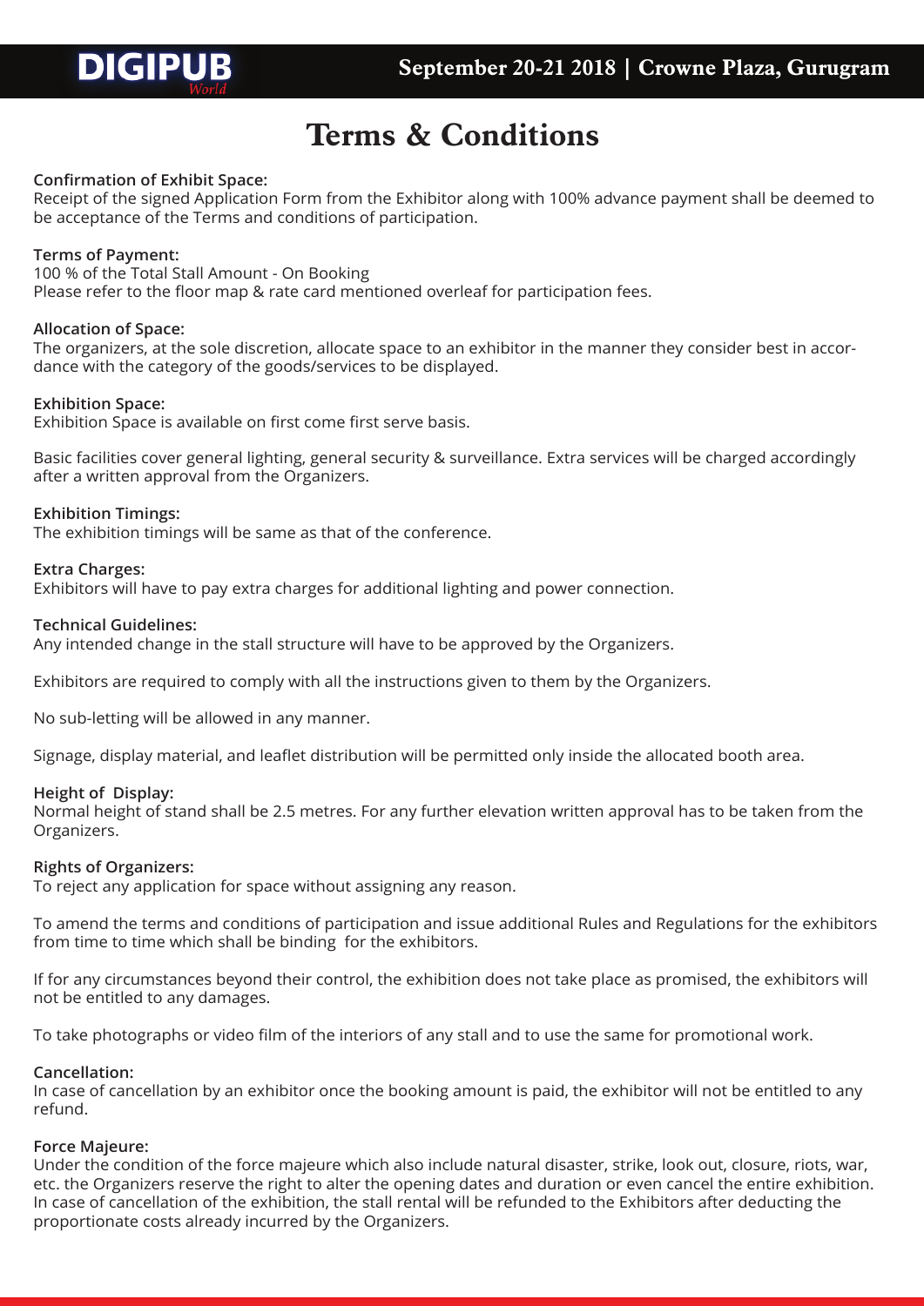# Terms & Conditions

**Confirmation of Exhibit Space:**
Receipt of the signed Application Form from the Exhibitor along with 100% advance payment shall be deemed to be acceptance of the Terms and conditions of participation.

**Terms of Payment:**
100 % of the Total Stall Amount - On Booking
Please refer to the floor map & rate card mentioned overleaf for participation fees.

**Allocation of Space:**
The organizers, at the sole discretion, allocate space to an exhibitor in the manner they consider best in accordance with the category of the goods/services to be displayed.

**Exhibition Space:**
Exhibition Space is available on first come first serve basis.

Basic facilities cover general lighting, general security & surveillance. Extra services will be charged accordingly after a written approval from the Organizers.

**Exhibition Timings:**
The exhibition timings will be same as that of the conference.

**Extra Charges:**
Exhibitors will have to pay extra charges for additional lighting and power connection.

**Technical Guidelines:**
Any intended change in the stall structure will have to be approved by the Organizers.

Exhibitors are required to comply with all the instructions given to them by the Organizers.

No sub-letting will be allowed in any manner.

Signage, display material, and leaflet distribution will be permitted only inside the allocated booth area.

**Height of Display:**
Normal height of stand shall be 2.5 metres. For any further elevation written approval has to be taken from the Organizers.

**Rights of Organizers:**
To reject any application for space without assigning any reason.

To amend the terms and conditions of participation and issue additional Rules and Regulations for the exhibitors from time to time which shall be binding for the exhibitors.

If for any circumstances beyond their control, the exhibition does not take place as promised, the exhibitors will not be entitled to any damages.

To take photographs or video film of the interiors of any stall and to use the same for promotional work.

**Cancellation:**
In case of cancellation by an exhibitor once the booking amount is paid, the exhibitor will not be entitled to any refund.

**Force Majeure:**
Under the condition of the force majeure which also include natural disaster, strike, look out, closure, riots, war, etc. the Organizers reserve the right to alter the opening dates and duration or even cancel the entire exhibition. In case of cancellation of the exhibition, the stall rental will be refunded to the Exhibitors after deducting the proportionate costs already incurred by the Organizers.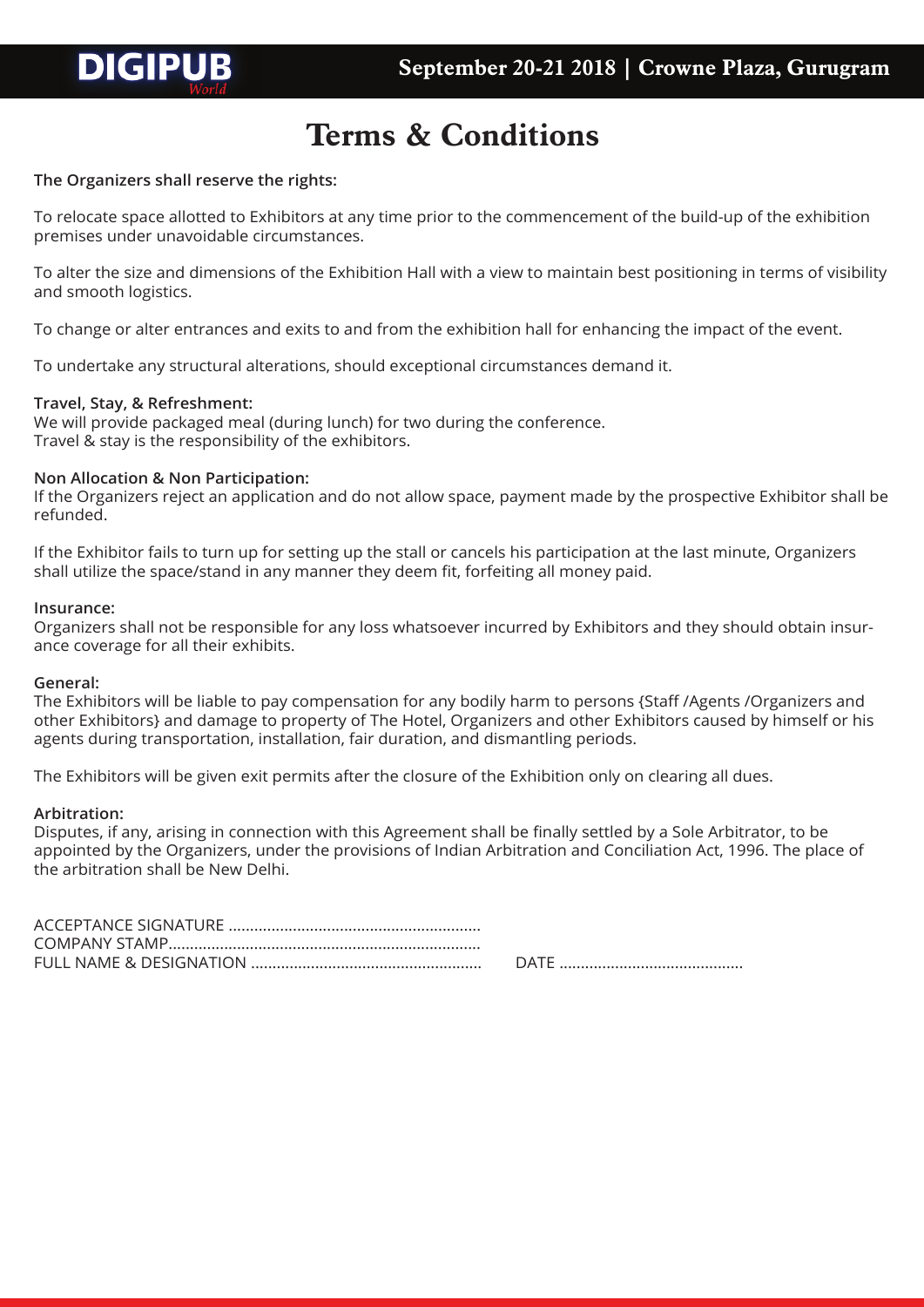# Terms & Conditions

**The Organizers shall reserve the rights:**

To relocate space allotted to Exhibitors at any time prior to the commencement of the build-up of the exhibition premises under unavoidable circumstances.

To alter the size and dimensions of the Exhibition Hall with a view to maintain best positioning in terms of visibility and smooth logistics.

To change or alter entrances and exits to and from the exhibition hall for enhancing the impact of the event.

To undertake any structural alterations, should exceptional circumstances demand it.

**Travel, Stay, & Refreshment:**
We will provide packaged meal (during lunch) for two during the conference.
Travel & stay is the responsibility of the exhibitors.

**Non Allocation & Non Participation:**
If the Organizers reject an application and do not allow space, payment made by the prospective Exhibitor shall be refunded.

If the Exhibitor fails to turn up for setting up the stall or cancels his participation at the last minute, Organizers shall utilize the space/stand in any manner they deem fit, forfeiting all money paid.

**Insurance:**
Organizers shall not be responsible for any loss whatsoever incurred by Exhibitors and they should obtain insurance coverage for all their exhibits.

**General:**
The Exhibitors will be liable to pay compensation for any bodily harm to persons {Staff /Agents /Organizers and other Exhibitors} and damage to property of The Hotel, Organizers and other Exhibitors caused by himself or his agents during transportation, installation, fair duration, and dismantling periods.

The Exhibitors will be given exit permits after the closure of the Exhibition only on clearing all dues.

**Arbitration:**
Disputes, if any, arising in connection with this Agreement shall be finally settled by a Sole Arbitrator, to be appointed by the Organizers, under the provisions of Indian Arbitration and Conciliation Act, 1996. The place of the arbitration shall be New Delhi.

ACCEPTANCE SIGNATURE ..........................................................
COMPANY STAMP........................................................................
FULL NAME & DESIGNATION ..................................................... DATE ..........................................